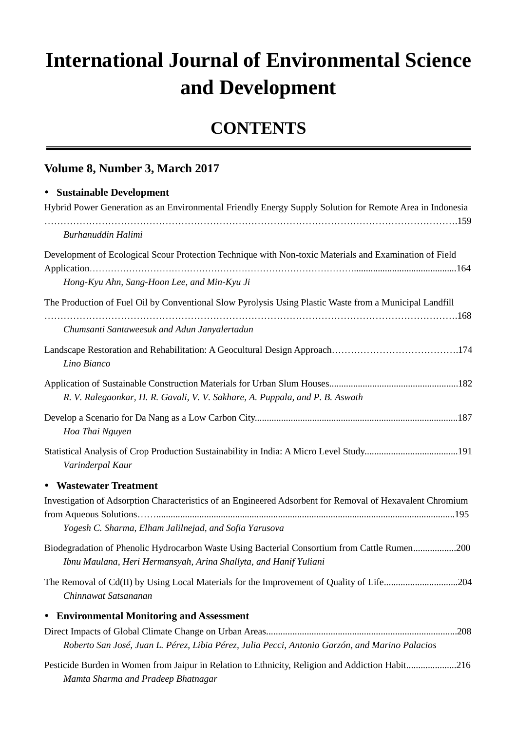# International Journal of Environmental Science and Development

## CONTENTS

### Volume 8, Number 3, March 2017

- **Sustainable Development**

Hybrid Power Generation as an Environmental Friendly Energy Supply Solution for Remote Area in Indonesia ....159
*Burhanuddin Halimi*

Development of Ecological Scour Protection Technique with Non-toxic Materials and Examination of Field Application....164
*Hong-Kyu Ahn, Sang-Hoon Lee, and Min-Kyu Ji*

The Production of Fuel Oil by Conventional Slow Pyrolysis Using Plastic Waste from a Municipal Landfill ....168
*Chumsanti Santaweesuk and Adun Janyalertadun*

Landscape Restoration and Rehabilitation: A Geocultural Design Approach....174
*Lino Bianco*

Application of Sustainable Construction Materials for Urban Slum Houses....182
*R. V. Ralegaonkar, H. R. Gavali, V. V. Sakhare, A. Puppala, and P. B. Aswath*

Develop a Scenario for Da Nang as a Low Carbon City....187
*Hoa Thai Nguyen*

Statistical Analysis of Crop Production Sustainability in India: A Micro Level Study....191
*Varinderpal Kaur*

- **Wastewater Treatment**

Investigation of Adsorption Characteristics of an Engineered Adsorbent for Removal of Hexavalent Chromium from Aqueous Solutions....195
*Yogesh C. Sharma, Elham Jalilnejad, and Sofia Yarusova*

Biodegradation of Phenolic Hydrocarbon Waste Using Bacterial Consortium from Cattle Rumen....200
*Ibnu Maulana, Heri Hermansyah, Arina Shallyta, and Hanif Yuliani*

The Removal of Cd(II) by Using Local Materials for the Improvement of Quality of Life....204
*Chinnawat Satsananan*

- **Environmental Monitoring and Assessment**

Direct Impacts of Global Climate Change on Urban Areas....208
*Roberto San José, Juan L. Pérez, Libia Pérez, Julia Pecci, Antonio Garzón, and Marino Palacios*

Pesticide Burden in Women from Jaipur in Relation to Ethnicity, Religion and Addiction Habit....216
*Mamta Sharma and Pradeep Bhatnagar*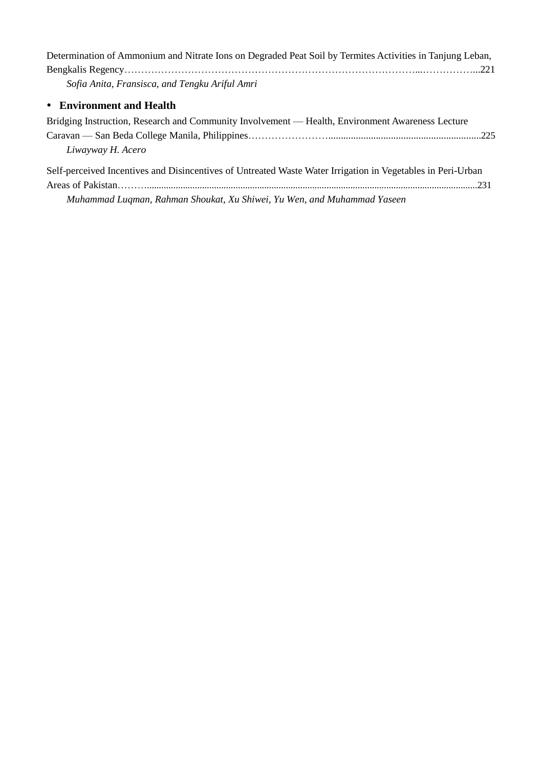Determination of Ammonium and Nitrate Ions on Degraded Peat Soil by Termites Activities in Tanjung Leban, Bengkalis Regency……………………………………………………………………………...……………...221

*Sofia Anita, Fransisca, and Tengku Ariful Amri*

- **Environment and Health**

Bridging Instruction, Research and Community Involvement — Health, Environment Awareness Lecture Caravan — San Beda College Manila, Philippines…………………….............................................................225

*Liwayway H. Acero*

Self-perceived Incentives and Disincentives of Untreated Waste Water Irrigation in Vegetables in Peri-Urban Areas of Pakistan………........................................................................................................................................231

*Muhammad Luqman, Rahman Shoukat, Xu Shiwei, Yu Wen, and Muhammad Yaseen*